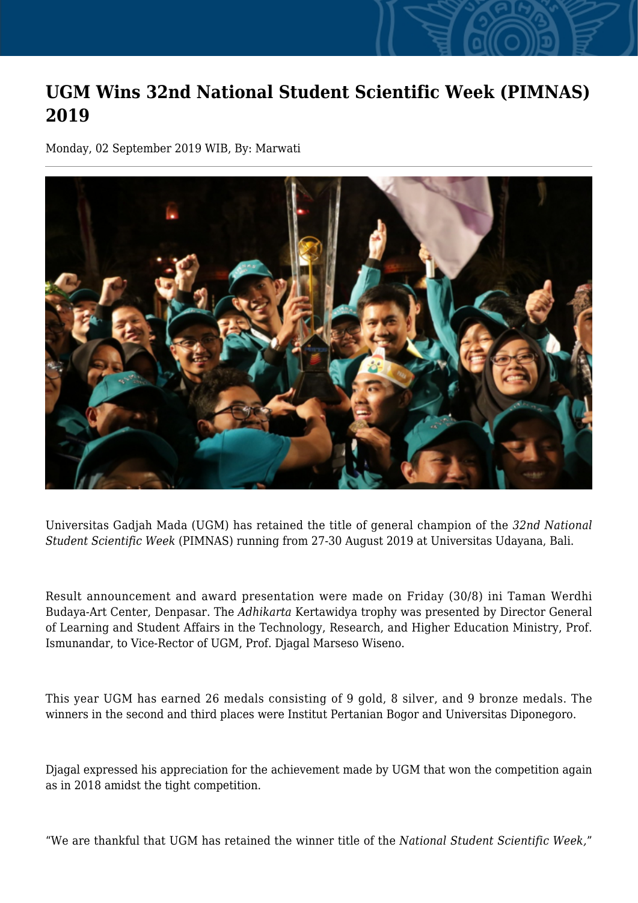# UGM Wins 32nd National Student Scientific Week (PIMNAS) 2019

Monday, 02 September 2019 WIB, By: Marwati

Universitas Gadjah Mada (UGM) has retained the title of general champion of the *32nd National Student Scientific Week* (PIMNAS) running from 27-30 August 2019 at Universitas Udayana, Bali.

Result announcement and award presentation were made on Friday (30/8) ini Taman Werdhi Budaya-Art Center, Denpasar. The *Adhikarta* Kertawidya trophy was presented by Director General of Learning and Student Affairs in the Technology, Research, and Higher Education Ministry, Prof. Ismunandar, to Vice-Rector of UGM, Prof. Djagal Marseso Wiseno.

This year UGM has earned 26 medals consisting of 9 gold, 8 silver, and 9 bronze medals. The winners in the second and third places were Institut Pertanian Bogor and Universitas Diponegoro.

Djagal expressed his appreciation for the achievement made by UGM that won the competition again as in 2018 amidst the tight competition.

“We are thankful that UGM has retained the winner title of the *National Student Scientific Week,*”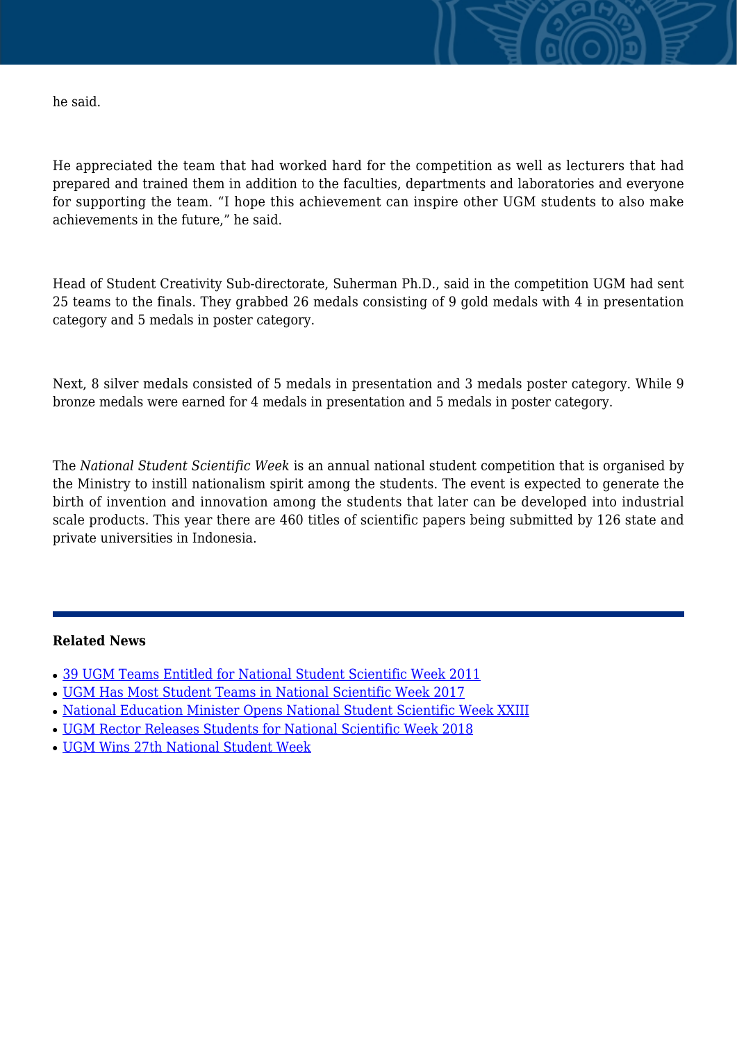he said.

He appreciated the team that had worked hard for the competition as well as lecturers that had prepared and trained them in addition to the faculties, departments and laboratories and everyone for supporting the team. “I hope this achievement can inspire other UGM students to also make achievements in the future,” he said.

Head of Student Creativity Sub-directorate, Suherman Ph.D., said in the competition UGM had sent 25 teams to the finals. They grabbed 26 medals consisting of 9 gold medals with 4 in presentation category and 5 medals in poster category.

Next, 8 silver medals consisted of 5 medals in presentation and 3 medals poster category. While 9 bronze medals were earned for 4 medals in presentation and 5 medals in poster category.

The *National Student Scientific Week* is an annual national student competition that is organised by the Ministry to instill nationalism spirit among the students. The event is expected to generate the birth of invention and innovation among the students that later can be developed into industrial scale products. This year there are 460 titles of scientific papers being submitted by 126 state and private universities in Indonesia.

---

**Related News**

- 39 UGM Teams Entitled for National Student Scientific Week 2011
- UGM Has Most Student Teams in National Scientific Week 2017
- National Education Minister Opens National Student Scientific Week XXIII
- UGM Rector Releases Students for National Scientific Week 2018
- UGM Wins 27th National Student Week